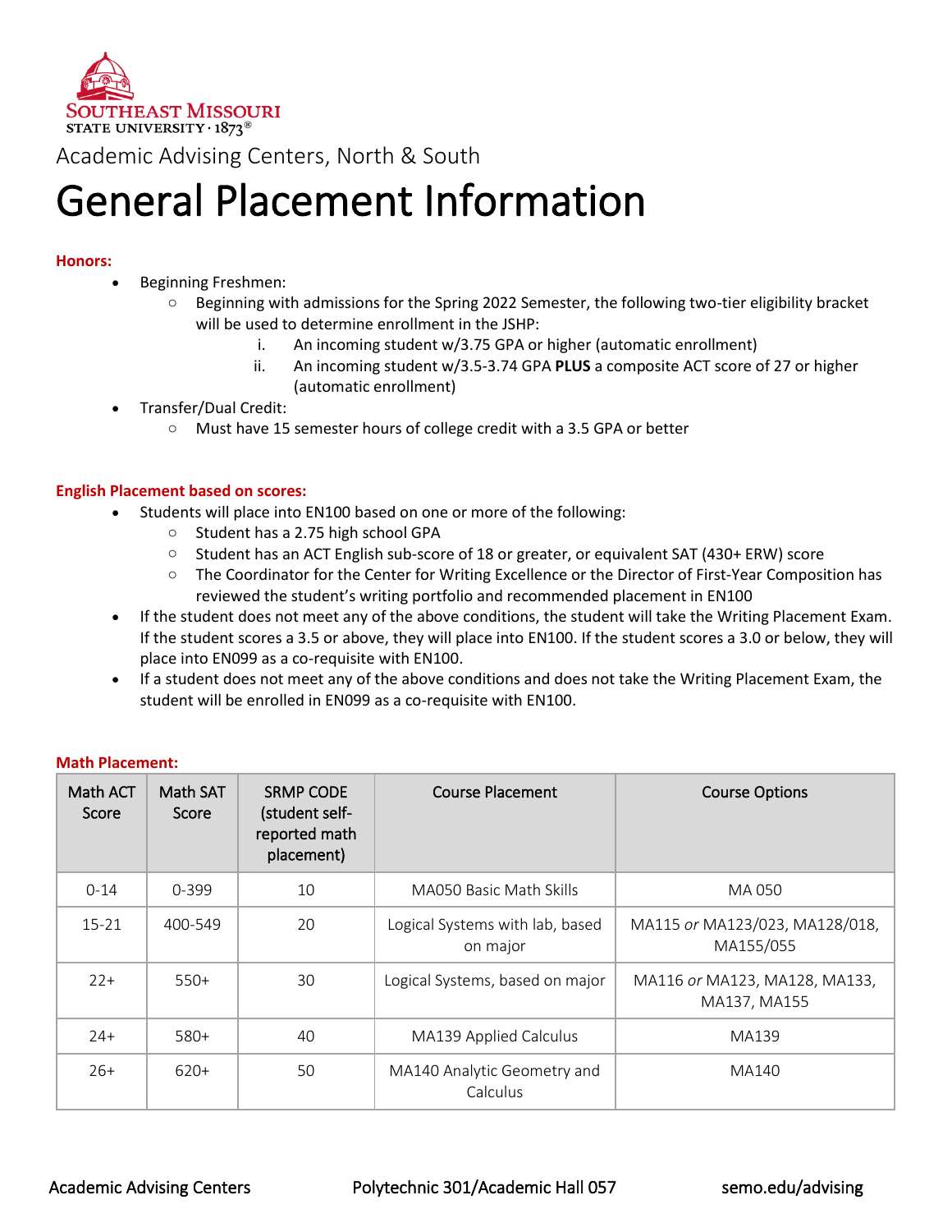Southeast Missouri State University · 1873®

Academic Advising Centers, North & South

# General Placement Information

**Honors:**

- Beginning Freshmen:
  - Beginning with admissions for the Spring 2022 Semester, the following two-tier eligibility bracket will be used to determine enrollment in the JSHP:
    1. An incoming student w/3.75 GPA or higher (automatic enrollment)
    2. An incoming student w/3.5-3.74 GPA **PLUS** a composite ACT score of 27 or higher (automatic enrollment)
- Transfer/Dual Credit:
  - Must have 15 semester hours of college credit with a 3.5 GPA or better

**English Placement based on scores:**

- Students will place into EN100 based on one or more of the following:
  - Student has a 2.75 high school GPA
  - Student has an ACT English sub-score of 18 or greater, or equivalent SAT (430+ ERW) score
  - The Coordinator for the Center for Writing Excellence or the Director of First-Year Composition has reviewed the student's writing portfolio and recommended placement in EN100
- If the student does not meet any of the above conditions, the student will take the Writing Placement Exam. If the student scores a 3.5 or above, they will place into EN100. If the student scores a 3.0 or below, they will place into EN099 as a co-requisite with EN100.
- If a student does not meet any of the above conditions and does not take the Writing Placement Exam, the student will be enrolled in EN099 as a co-requisite with EN100.

**Math Placement:**

| Math ACT Score | Math SAT Score | SRMP CODE (student self-reported math placement) | Course Placement | Course Options |
|---|---|---|---|---|
| 0-14 | 0-399 | 10 | MA050 Basic Math Skills | MA 050 |
| 15-21 | 400-549 | 20 | Logical Systems with lab, based on major | MA115 *or* MA123/023, MA128/018, MA155/055 |
| 22+ | 550+ | 30 | Logical Systems, based on major | MA116 *or* MA123, MA128, MA133, MA137, MA155 |
| 24+ | 580+ | 40 | MA139 Applied Calculus | MA139 |
| 26+ | 620+ | 50 | MA140 Analytic Geometry and Calculus | MA140 |

Academic Advising Centers Polytechnic 301/Academic Hall 057 semo.edu/advising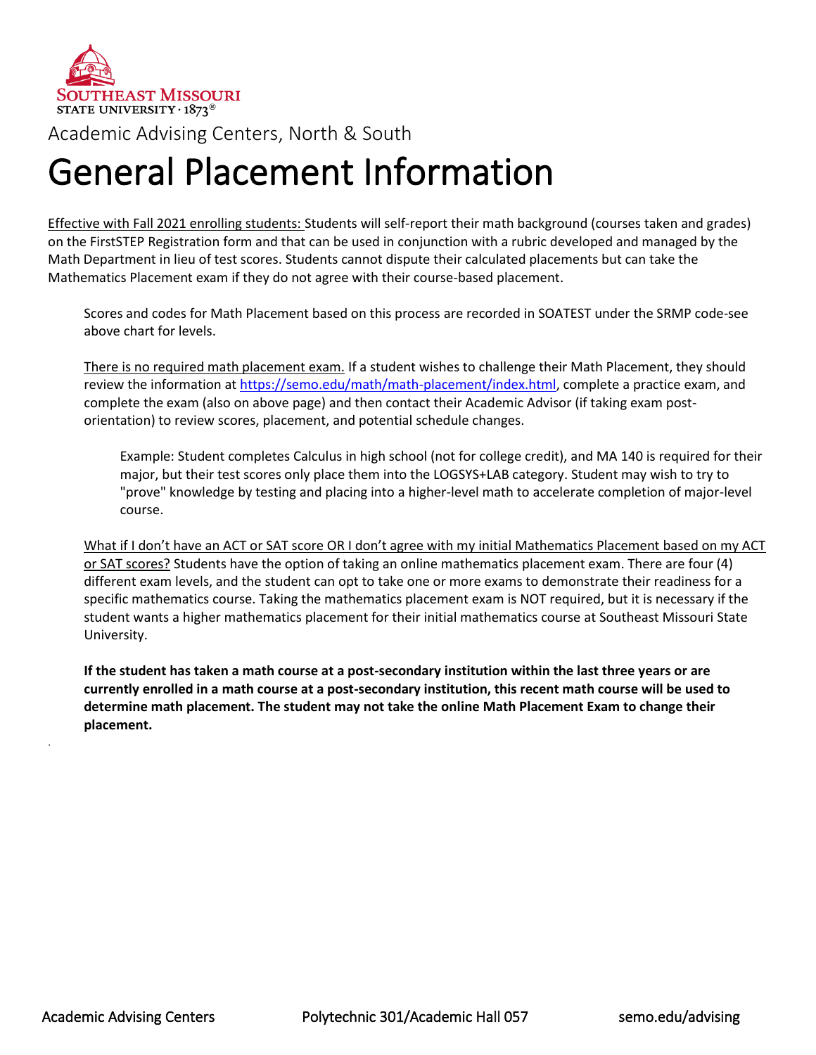Academic Advising Centers, North & South

# General Placement Information

Effective with Fall 2021 enrolling students: Students will self-report their math background (courses taken and grades) on the FirstSTEP Registration form and that can be used in conjunction with a rubric developed and managed by the Math Department in lieu of test scores. Students cannot dispute their calculated placements but can take the Mathematics Placement exam if they do not agree with their course-based placement.

> Scores and codes for Math Placement based on this process are recorded in SOATEST under the SRMP code-see above chart for levels.
>
> There is no required math placement exam. If a student wishes to challenge their Math Placement, they should review the information at https://semo.edu/math/math-placement/index.html, complete a practice exam, and complete the exam (also on above page) and then contact their Academic Advisor (if taking exam post-orientation) to review scores, placement, and potential schedule changes.
>
> > Example: Student completes Calculus in high school (not for college credit), and MA 140 is required for their major, but their test scores only place them into the LOGSYS+LAB category. Student may wish to try to "prove" knowledge by testing and placing into a higher-level math to accelerate completion of major-level course.
>
> What if I don't have an ACT or SAT score OR I don't agree with my initial Mathematics Placement based on my ACT or SAT scores? Students have the option of taking an online mathematics placement exam. There are four (4) different exam levels, and the student can opt to take one or more exams to demonstrate their readiness for a specific mathematics course. Taking the mathematics placement exam is NOT required, but it is necessary if the student wants a higher mathematics placement for their initial mathematics course at Southeast Missouri State University.
>
> **If the student has taken a math course at a post-secondary institution within the last three years or are currently enrolled in a math course at a post-secondary institution, this recent math course will be used to determine math placement. The student may not take the online Math Placement Exam to change their placement.**